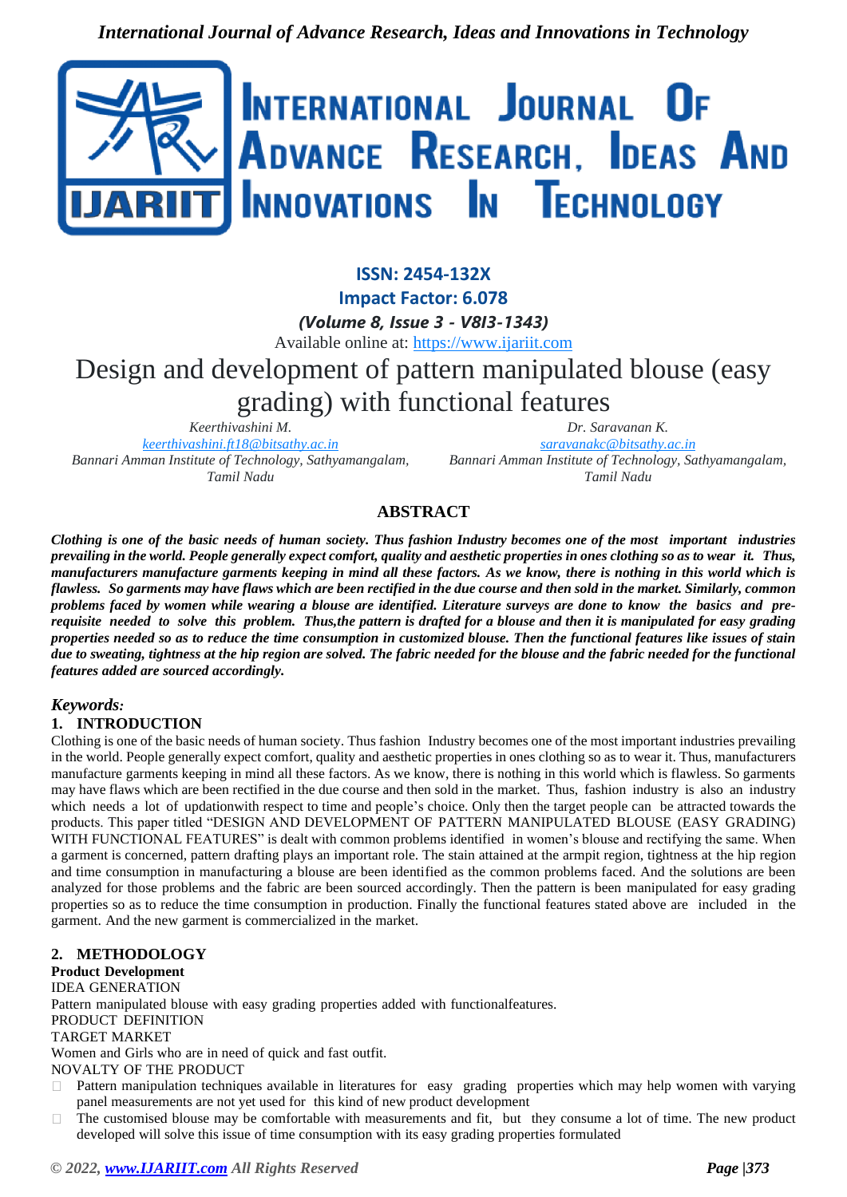ISSN: 2454-132X

Impact Factor: 6.078

*(Volume 8, Issue 3 - V8I3-1343)*

Available online at: https://www.ijariit.com

# Design and development of pattern manipulated blouse (easy grading) with functional features

*Keerthivashini M.*
keerthivashini.ft18@bitsathy.ac.in
*Bannari Amman Institute of Technology, Sathyamangalam, Tamil Nadu*

*Dr. Saravanan K.*
saravanakc@bitsathy.ac.in
*Bannari Amman Institute of Technology, Sathyamangalam, Tamil Nadu*

## ABSTRACT

***Clothing is one of the basic needs of human society. Thus fashion Industry becomes one of the most important industries prevailing in the world. People generally expect comfort, quality and aesthetic properties in ones clothing so as to wear it. Thus, manufacturers manufacture garments keeping in mind all these factors. As we know, there is nothing in this world which is flawless. So garments may have flaws which are been rectified in the due course and then sold in the market. Similarly, common problems faced by women while wearing a blouse are identified. Literature surveys are done to know the basics and pre-requisite needed to solve this problem. Thus,the pattern is drafted for a blouse and then it is manipulated for easy grading properties needed so as to reduce the time consumption in customized blouse. Then the functional features like issues of stain due to sweating, tightness at the hip region are solved. The fabric needed for the blouse and the fabric needed for the functional features added are sourced accordingly.***

***Keywords:***

## 1. INTRODUCTION

Clothing is one of the basic needs of human society. Thus fashion Industry becomes one of the most important industries prevailing in the world. People generally expect comfort, quality and aesthetic properties in ones clothing so as to wear it. Thus, manufacturers manufacture garments keeping in mind all these factors. As we know, there is nothing in this world which is flawless. So garments may have flaws which are been rectified in the due course and then sold in the market. Thus, fashion industry is also an industry which needs a lot of updationwith respect to time and people's choice. Only then the target people can be attracted towards the products. This paper titled "DESIGN AND DEVELOPMENT OF PATTERN MANIPULATED BLOUSE (EASY GRADING) WITH FUNCTIONAL FEATURES" is dealt with common problems identified in women's blouse and rectifying the same. When a garment is concerned, pattern drafting plays an important role. The stain attained at the armpit region, tightness at the hip region and time consumption in manufacturing a blouse are been identified as the common problems faced. And the solutions are been analyzed for those problems and the fabric are been sourced accordingly. Then the pattern is been manipulated for easy grading properties so as to reduce the time consumption in production. Finally the functional features stated above are included in the garment. And the new garment is commercialized in the market.

## 2. METHODOLOGY

**Product Development**

IDEA GENERATION

Pattern manipulated blouse with easy grading properties added with functionalfeatures.

PRODUCT DEFINITION

TARGET MARKET

Women and Girls who are in need of quick and fast outfit.

NOVALTY OF THE PRODUCT

- Pattern manipulation techniques available in literatures for easy grading properties which may help women with varying panel measurements are not yet used for this kind of new product development
- The customised blouse may be comfortable with measurements and fit, but they consume a lot of time. The new product developed will solve this issue of time consumption with its easy grading properties formulated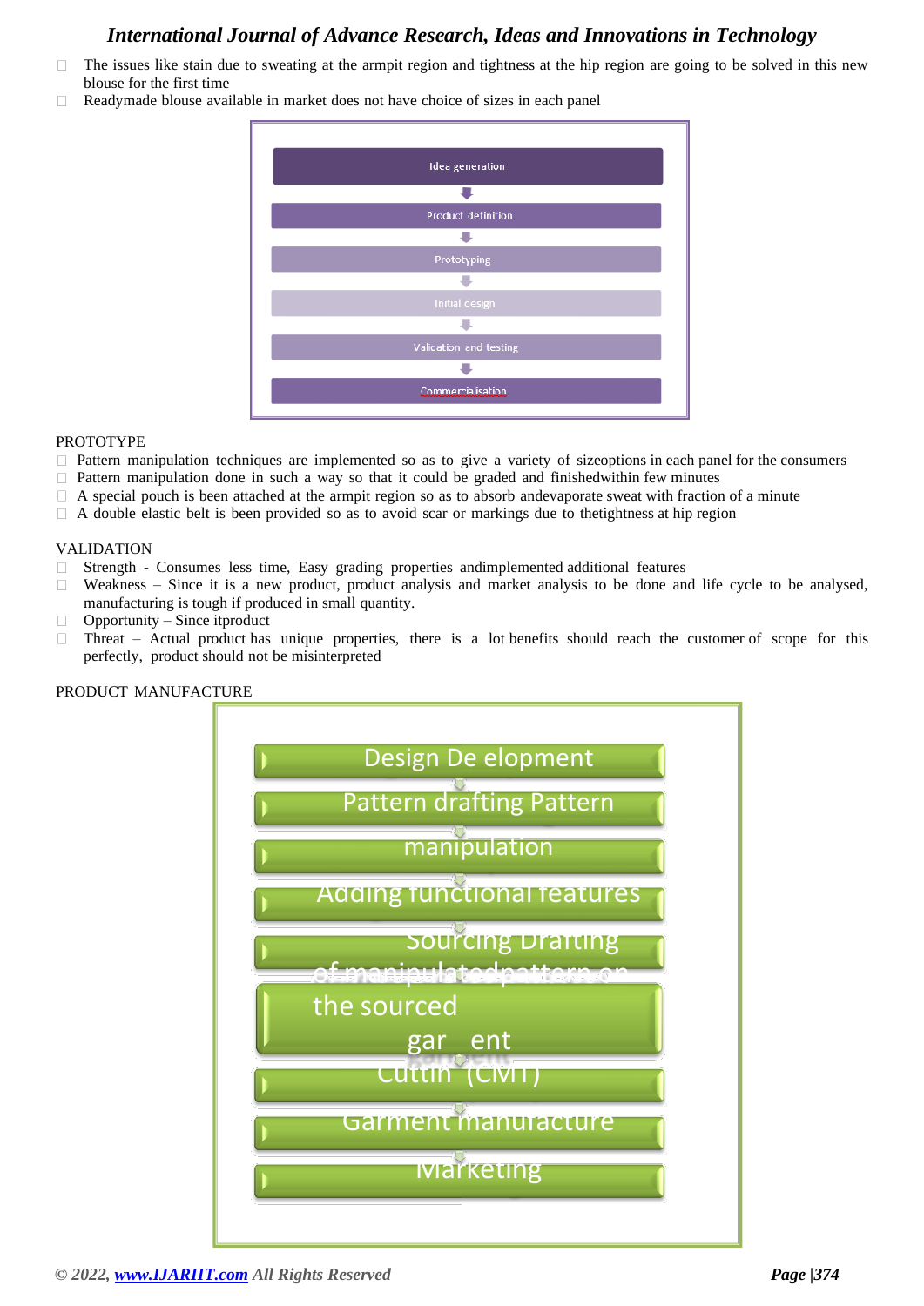- The issues like stain due to sweating at the armpit region and tightness at the hip region are going to be solved in this new blouse for the first time
- Readymade blouse available in market does not have choice of sizes in each panel

Idea generation

Product definition

Prototyping

Initial design

Validation and testing

Commercialisation

PROTOTYPE

- Pattern manipulation techniques are implemented so as to give a variety of sizeoptions in each panel for the consumers
- Pattern manipulation done in such a way so that it could be graded and finishedwithin few minutes
- A special pouch is been attached at the armpit region so as to absorb andevaporate sweat with fraction of a minute
- A double elastic belt is been provided so as to avoid scar or markings due to thetightness at hip region

VALIDATION

- Strength - Consumes less time, Easy grading properties andimplemented additional features
- Weakness – Since it is a new product, product analysis and market analysis to be done and life cycle to be analysed, manufacturing is tough if produced in small quantity.
- Opportunity – Since itproduct
- Threat – Actual product has unique properties, there is a lot benefits should reach the customer of scope for this perfectly, product should not be misinterpreted

PRODUCT MANUFACTURE

Design De elopment

Pattern drafting Pattern manipulation

Adding functional features

Sourcing Drafting of manipulatedpattern on the sourced gar ent

Cuttin (CMT)

Garment manufacture

Marketing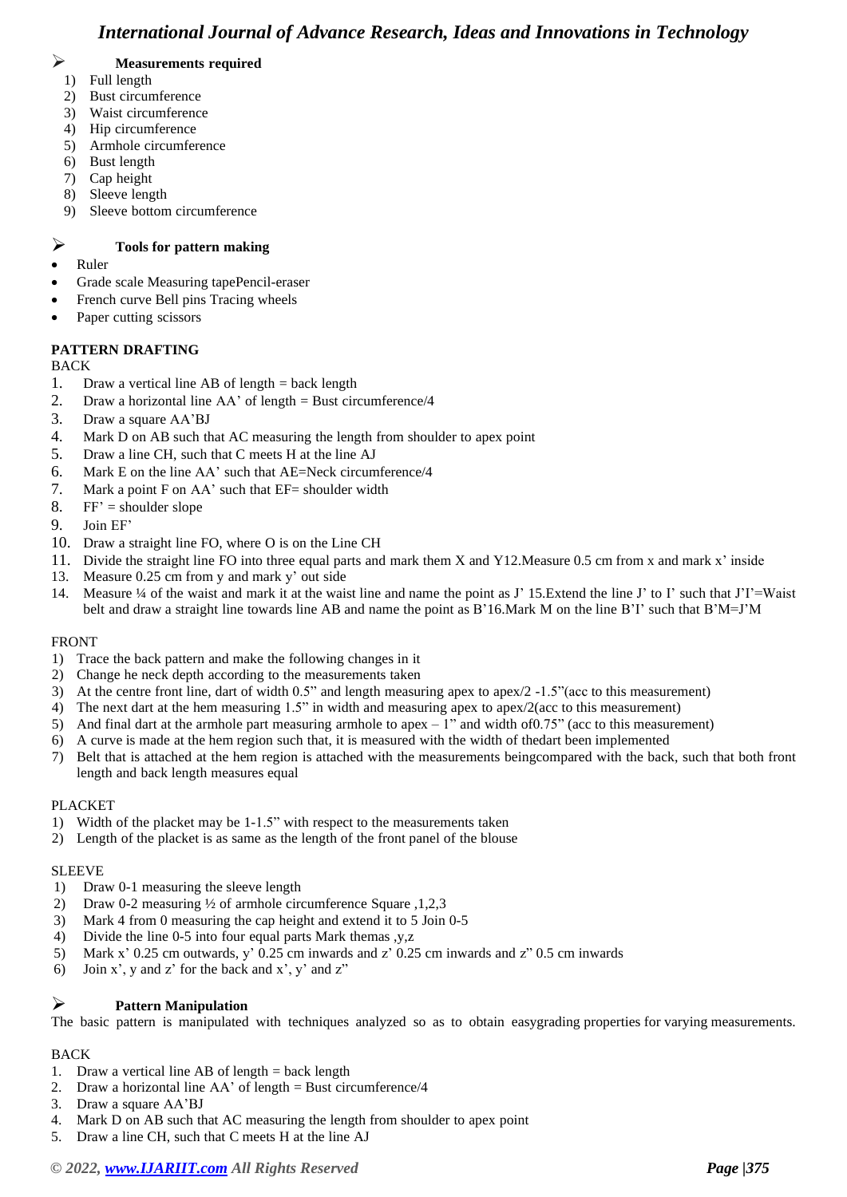## Measurements required

1) Full length
2) Bust circumference
3) Waist circumference
4) Hip circumference
5) Armhole circumference
6) Bust length
7) Cap height
8) Sleeve length
9) Sleeve bottom circumference

## Tools for pattern making

- Ruler
- Grade scale Measuring tapePencil-eraser
- French curve Bell pins Tracing wheels
- Paper cutting scissors

**PATTERN DRAFTING**

BACK

1. Draw a vertical line AB of length = back length
2. Draw a horizontal line AA' of length = Bust circumference/4
3. Draw a square AA'BJ
4. Mark D on AB such that AC measuring the length from shoulder to apex point
5. Draw a line CH, such that C meets H at the line AJ
6. Mark E on the line AA' such that AE=Neck circumference/4
7. Mark a point F on AA' such that EF= shoulder width
8. FF' = shoulder slope
9. Join EF'
10. Draw a straight line FO, where O is on the Line CH
11. Divide the straight line FO into three equal parts and mark them X and Y12.Measure 0.5 cm from x and mark x' inside
13. Measure 0.25 cm from y and mark y' out side
14. Measure ¼ of the waist and mark it at the waist line and name the point as J' 15.Extend the line J' to I' such that J'I'=Waist belt and draw a straight line towards line AB and name the point as B'16.Mark M on the line B'I' such that B'M=J'M

FRONT

1) Trace the back pattern and make the following changes in it
2) Change he neck depth according to the measurements taken
3) At the centre front line, dart of width 0.5" and length measuring apex to apex/2 -1.5"(acc to this measurement)
4) The next dart at the hem measuring 1.5" in width and measuring apex to apex/2(acc to this measurement)
5) And final dart at the armhole part measuring armhole to apex – 1" and width of0.75" (acc to this measurement)
6) A curve is made at the hem region such that, it is measured with the width of thedart been implemented
7) Belt that is attached at the hem region is attached with the measurements beingcompared with the back, such that both front length and back length measures equal

PLACKET

1) Width of the placket may be 1-1.5" with respect to the measurements taken
2) Length of the placket is as same as the length of the front panel of the blouse

SLEEVE

1) Draw 0-1 measuring the sleeve length
2) Draw 0-2 measuring ½ of armhole circumference Square ,1,2,3
3) Mark 4 from 0 measuring the cap height and extend it to 5 Join 0-5
4) Divide the line 0-5 into four equal parts Mark themas ,y,z
5) Mark x' 0.25 cm outwards, y' 0.25 cm inwards and z' 0.25 cm inwards and z" 0.5 cm inwards
6) Join x', y and z' for the back and x', y' and z"

## Pattern Manipulation

The basic pattern is manipulated with techniques analyzed so as to obtain easygrading properties for varying measurements.

BACK

1. Draw a vertical line AB of length = back length
2. Draw a horizontal line AA' of length = Bust circumference/4
3. Draw a square AA'BJ
4. Mark D on AB such that AC measuring the length from shoulder to apex point
5. Draw a line CH, such that C meets H at the line AJ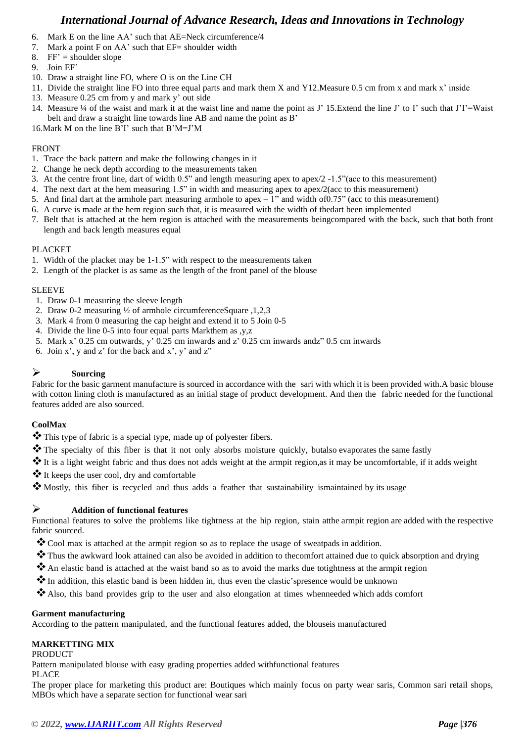6. Mark E on the line AA' such that AE=Neck circumference/4
7. Mark a point F on AA' such that EF= shoulder width
8. FF' = shoulder slope
9. Join EF'
10. Draw a straight line FO, where O is on the Line CH
11. Divide the straight line FO into three equal parts and mark them X and Y12.Measure 0.5 cm from x and mark x' inside
13. Measure 0.25 cm from y and mark y' out side
14. Measure ¼ of the waist and mark it at the waist line and name the point as J' 15.Extend the line J' to I' such that J'I'=Waist belt and draw a straight line towards line AB and name the point as B'

16.Mark M on the line B'I' such that B'M=J'M

FRONT

1. Trace the back pattern and make the following changes in it
2. Change he neck depth according to the measurements taken
3. At the centre front line, dart of width 0.5" and length measuring apex to apex/2 -1.5"(acc to this measurement)
4. The next dart at the hem measuring 1.5" in width and measuring apex to apex/2(acc to this measurement)
5. And final dart at the armhole part measuring armhole to apex – 1" and width of0.75" (acc to this measurement)
6. A curve is made at the hem region such that, it is measured with the width of thedart been implemented
7. Belt that is attached at the hem region is attached with the measurements beingcompared with the back, such that both front length and back length measures equal

PLACKET

1. Width of the placket may be 1-1.5" with respect to the measurements taken
2. Length of the placket is as same as the length of the front panel of the blouse

SLEEVE

1. Draw 0-1 measuring the sleeve length
2. Draw 0-2 measuring ½ of armhole circumferenceSquare ,1,2,3
3. Mark 4 from 0 measuring the cap height and extend it to 5 Join 0-5
4. Divide the line 0-5 into four equal parts Markthem as ,y,z
5. Mark x' 0.25 cm outwards, y' 0.25 cm inwards and z' 0.25 cm inwards andz" 0.5 cm inwards
6. Join x', y and z' for the back and x', y' and z"

## Sourcing

Fabric for the basic garment manufacture is sourced in accordance with the sari with which it is been provided with.A basic blouse with cotton lining cloth is manufactured as an initial stage of product development. And then the fabric needed for the functional features added are also sourced.

**CoolMax**

- This type of fabric is a special type, made up of polyester fibers.
- The specialty of this fiber is that it not only absorbs moisture quickly, butalso evaporates the same fastly
- It is a light weight fabric and thus does not adds weight at the armpit region,as it may be uncomfortable, if it adds weight
- It keeps the user cool, dry and comfortable
- Mostly, this fiber is recycled and thus adds a feather that sustainability ismaintained by its usage

## Addition of functional features

Functional features to solve the problems like tightness at the hip region, stain atthe armpit region are added with the respective fabric sourced.

- Cool max is attached at the armpit region so as to replace the usage of sweatpads in addition.
- Thus the awkward look attained can also be avoided in addition to thecomfort attained due to quick absorption and drying
- An elastic band is attached at the waist band so as to avoid the marks due totightness at the armpit region
- In addition, this elastic band is been hidden in, thus even the elastic'spresence would be unknown
- Also, this band provides grip to the user and also elongation at times whenneeded which adds comfort

**Garment manufacturing**

According to the pattern manipulated, and the functional features added, the blouseis manufactured

**MARKETTING MIX**

PRODUCT

Pattern manipulated blouse with easy grading properties added withfunctional features

PLACE

The proper place for marketing this product are: Boutiques which mainly focus on party wear saris, Common sari retail shops, MBOs which have a separate section for functional wear sari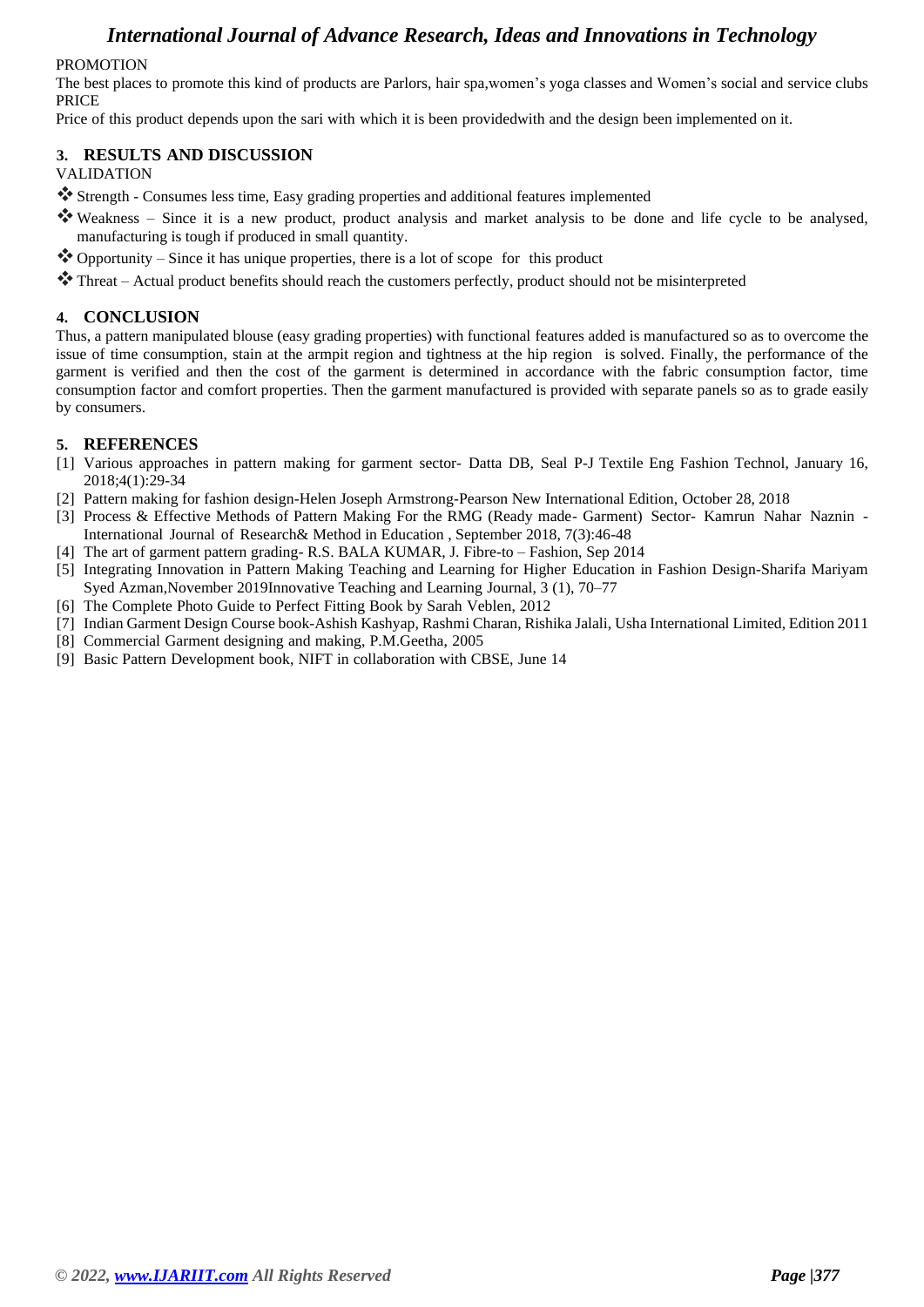PROMOTION

The best places to promote this kind of products are Parlors, hair spa,women's yoga classes and Women's social and service clubs

PRICE

Price of this product depends upon the sari with which it is been providedwith and the design been implemented on it.

## 3. RESULTS AND DISCUSSION

VALIDATION

- Strength - Consumes less time, Easy grading properties and additional features implemented
- Weakness – Since it is a new product, product analysis and market analysis to be done and life cycle to be analysed, manufacturing is tough if produced in small quantity.
- Opportunity – Since it has unique properties, there is a lot of scope for this product
- Threat – Actual product benefits should reach the customers perfectly, product should not be misinterpreted

## 4. CONCLUSION

Thus, a pattern manipulated blouse (easy grading properties) with functional features added is manufactured so as to overcome the issue of time consumption, stain at the armpit region and tightness at the hip region is solved. Finally, the performance of the garment is verified and then the cost of the garment is determined in accordance with the fabric consumption factor, time consumption factor and comfort properties. Then the garment manufactured is provided with separate panels so as to grade easily by consumers.

## 5. REFERENCES

[1] Various approaches in pattern making for garment sector- Datta DB, Seal P-J Textile Eng Fashion Technol, January 16, 2018;4(1):29-34

[2] Pattern making for fashion design-Helen Joseph Armstrong-Pearson New International Edition, October 28, 2018

[3] Process & Effective Methods of Pattern Making For the RMG (Ready made- Garment) Sector- Kamrun Nahar Naznin - International Journal of Research& Method in Education , September 2018, 7(3):46-48

[4] The art of garment pattern grading- R.S. BALA KUMAR, J. Fibre-to – Fashion, Sep 2014

[5] Integrating Innovation in Pattern Making Teaching and Learning for Higher Education in Fashion Design-Sharifa Mariyam Syed Azman,November 2019Innovative Teaching and Learning Journal, 3 (1), 70–77

[6] The Complete Photo Guide to Perfect Fitting Book by Sarah Veblen, 2012

[7] Indian Garment Design Course book-Ashish Kashyap, Rashmi Charan, Rishika Jalali, Usha International Limited, Edition 2011

[8] Commercial Garment designing and making, P.M.Geetha, 2005

[9] Basic Pattern Development book, NIFT in collaboration with CBSE, June 14